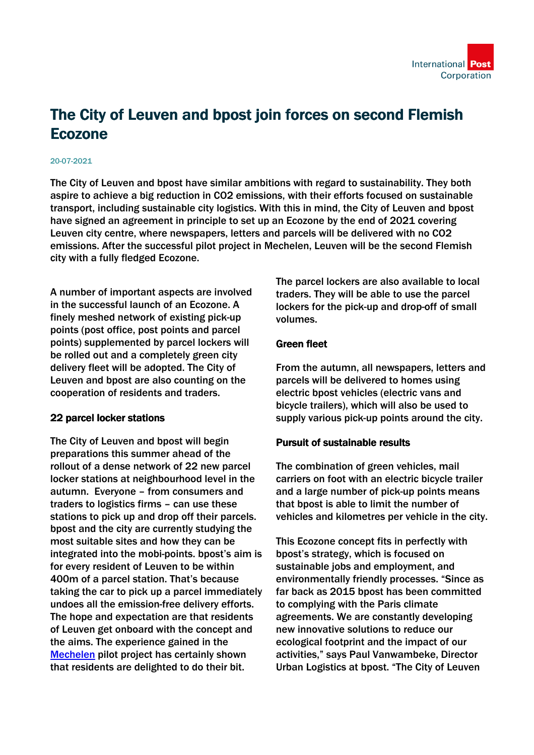# The City of Leuven and bpost join forces on second Flemish Ecozone

20-07-2021

**The City of Leuven and bpost have similar ambitions with regard to sustainability. They both aspire to achieve a big reduction in $CO_2$ emissions, with their efforts focused on sustainable transport, including sustainable city logistics. With this in mind, the City of Leuven and bpost have signed an agreement in principle to set up an Ecozone by the end of 2021 covering Leuven city centre, where newspapers, letters and parcels will be delivered with no $CO_2$ emissions. After the successful pilot project in Mechelen, Leuven will be the second Flemish city with a fully fledged Ecozone.**

A number of important aspects are involved in the successful launch of an Ecozone. A finely meshed network of existing pick-up points (post office, post points and parcel points) supplemented by parcel lockers will be rolled out and a completely green city delivery fleet will be adopted. The City of Leuven and bpost are also counting on the cooperation of residents and traders.

## 22 parcel locker stations

The City of Leuven and bpost will begin preparations this summer ahead of the rollout of a dense network of 22 new parcel locker stations at neighbourhood level in the autumn. Everyone – from consumers and traders to logistics firms – can use these stations to pick up and drop off their parcels. bpost and the city are currently studying the most suitable sites and how they can be integrated into the mobi-points. bpost's aim is for every resident of Leuven to be within 400m of a parcel station. That's because taking the car to pick up a parcel immediately undoes all the emission-free delivery efforts. The hope and expectation are that residents of Leuven get onboard with the concept and the aims. The experience gained in the [Mechelen] pilot project has certainly shown that residents are delighted to do their bit.

The parcel lockers are also available to local traders. They will be able to use the parcel lockers for the pick-up and drop-off of small volumes.

## Green fleet

From the autumn, all newspapers, letters and parcels will be delivered to homes using electric bpost vehicles (electric vans and bicycle trailers), which will also be used to supply various pick-up points around the city.

## Pursuit of sustainable results

The combination of green vehicles, mail carriers on foot with an electric bicycle trailer and a large number of pick-up points means that bpost is able to limit the number of vehicles and kilometres per vehicle in the city.

This Ecozone concept fits in perfectly with bpost's strategy, which is focused on sustainable jobs and employment, and environmentally friendly processes. "Since as far back as 2015 bpost has been committed to complying with the Paris climate agreements. We are constantly developing new innovative solutions to reduce our ecological footprint and the impact of our activities," says Paul Vanwambeke, Director Urban Logistics at bpost. "The City of Leuven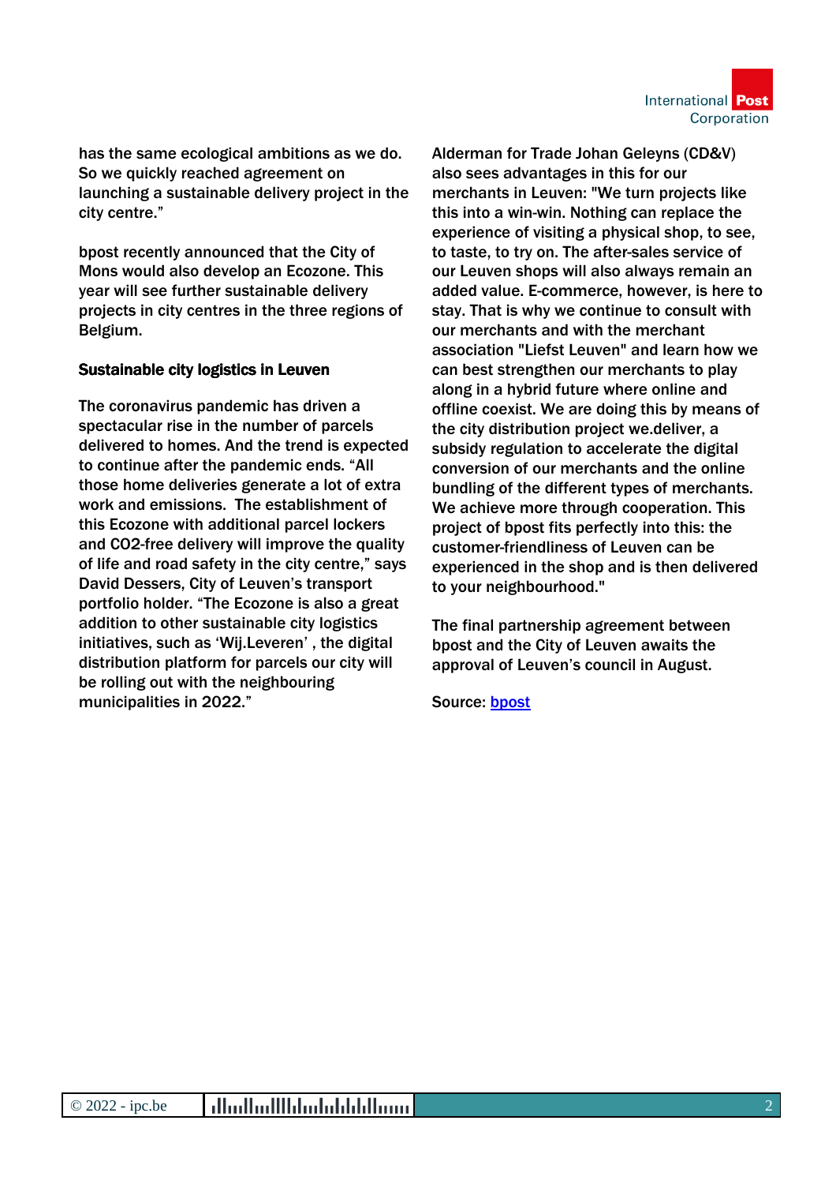has the same ecological ambitions as we do. So we quickly reached agreement on launching a sustainable delivery project in the city centre."

bpost recently announced that the City of Mons would also develop an Ecozone. This year will see further sustainable delivery projects in city centres in the three regions of Belgium.

**Sustainable city logistics in Leuven**

The coronavirus pandemic has driven a spectacular rise in the number of parcels delivered to homes. And the trend is expected to continue after the pandemic ends. "All those home deliveries generate a lot of extra work and emissions. The establishment of this Ecozone with additional parcel lockers and CO2-free delivery will improve the quality of life and road safety in the city centre," says David Dessers, City of Leuven's transport portfolio holder. "The Ecozone is also a great addition to other sustainable city logistics initiatives, such as 'Wij.Leveren' , the digital distribution platform for parcels our city will be rolling out with the neighbouring municipalities in 2022."

Alderman for Trade Johan Geleyns (CD&V) also sees advantages in this for our merchants in Leuven: "We turn projects like this into a win-win. Nothing can replace the experience of visiting a physical shop, to see, to taste, to try on. The after-sales service of our Leuven shops will also always remain an added value. E-commerce, however, is here to stay. That is why we continue to consult with our merchants and with the merchant association "Liefst Leuven" and learn how we can best strengthen our merchants to play along in a hybrid future where online and offline coexist. We are doing this by means of the city distribution project we.deliver, a subsidy regulation to accelerate the digital conversion of our merchants and the online bundling of the different types of merchants. We achieve more through cooperation. This project of bpost fits perfectly into this: the customer-friendliness of Leuven can be experienced in the shop and is then delivered to your neighbourhood."

The final partnership agreement between bpost and the City of Leuven awaits the approval of Leuven's council in August.

Source: bpost